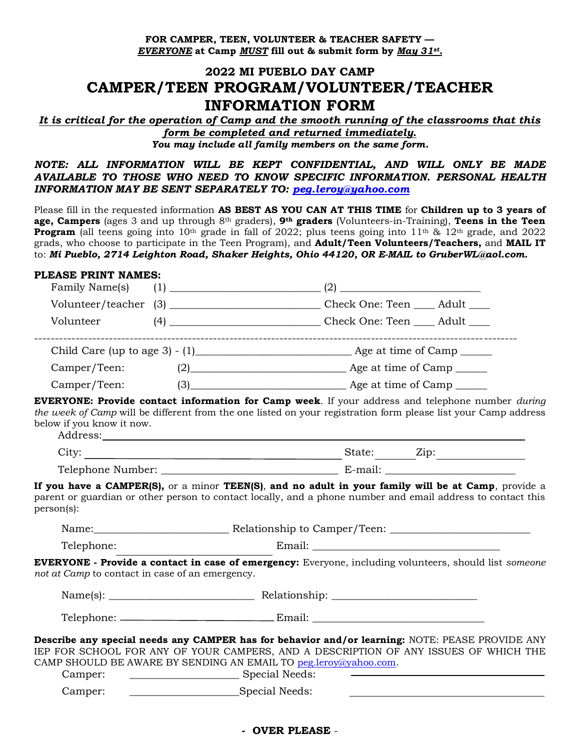**FOR CAMPER, TEEN, VOLUNTEER & TEACHER SAFETY —**
***EVERYONE* at Camp *MUST* fill out & submit form by *May 31st*.**

## 2022 MI PUEBLO DAY CAMP

# CAMPER/TEEN PROGRAM/VOLUNTEER/TEACHER INFORMATION FORM

***It is critical for the operation of Camp and the smooth running of the classrooms that this form be completed and returned immediately.***
***You may include all family members on the same form.***

***NOTE: ALL INFORMATION WILL BE KEPT CONFIDENTIAL, AND WILL ONLY BE MADE AVAILABLE TO THOSE WHO NEED TO KNOW SPECIFIC INFORMATION. PERSONAL HEALTH INFORMATION MAY BE SENT SEPARATELY TO: peg.leroy@yahoo.com***

Please fill in the requested information **AS BEST AS YOU CAN AT THIS TIME** for **Children up to 3 years of age, Campers** (ages 3 and up through 8th graders), **9th graders** (Volunteers-in-Training), **Teens in the Teen Program** (all teens going into 10th grade in fall of 2022; plus teens going into 11th & 12th grade, and 2022 grads, who choose to participate in the Teen Program), and **Adult/Teen Volunteers/Teachers,** and **MAIL IT** to: ***Mi Pueblo, 2714 Leighton Road, Shaker Heights, Ohio 44120, OR E-MAIL to GruberWL@aol.com.***

**PLEASE PRINT NAMES:**

Family Name(s) (1) ___________________________ (2) _________________________

Volunteer/teacher (3) ___________________________ Check One: Teen ____ Adult ____

Volunteer (4) ___________________________ Check One: Teen ____ Adult ____

---

Child Care (up to age 3) - (1)____________________________ Age at time of Camp ______

Camper/Teen: (2)____________________________ Age at time of Camp ______

Camper/Teen: (3)____________________________ Age at time of Camp ______

**EVERYONE: Provide contact information for Camp week**. If your address and telephone number *during the week of Camp* will be different from the one listed on your registration form please list your Camp address below if you know it now.

Address: ____________________________________________________________

City: ____________________________________________ State: ________ Zip: ______________

Telephone Number: ________________________________ E-mail: _______________________

**If you have a CAMPER(S),** or a minor **TEEN(S)**, **and no adult in your family will be at Camp**, provide a parent or guardian or other person to contact locally, and a phone number and email address to contact this person(s):

Name:_________________________ Relationship to Camper/Teen: _________________________

Telephone: ___________________________ Email: __________________________________

**EVERYONE - Provide a contact in case of emergency:** Everyone, including volunteers, should list *someone not at Camp* to contact in case of an emergency.

Name(s): ___________________________ Relationship: ___________________________

Telephone: ___________________________ Email: ______________________________

**Describe any special needs any CAMPER has for behavior and/or learning:** NOTE: PEASE PROVIDE ANY IEP FOR SCHOOL FOR ANY OF YOUR CAMPERS, AND A DESCRIPTION OF ANY ISSUES OF WHICH THE CAMP SHOULD BE AWARE BY SENDING AN EMAIL TO peg.leroy@yahoo.com.

Camper: ____________________ Special Needs: ____________________________________

Camper: ____________________ Special Needs: ____________________________________

**- OVER PLEASE** -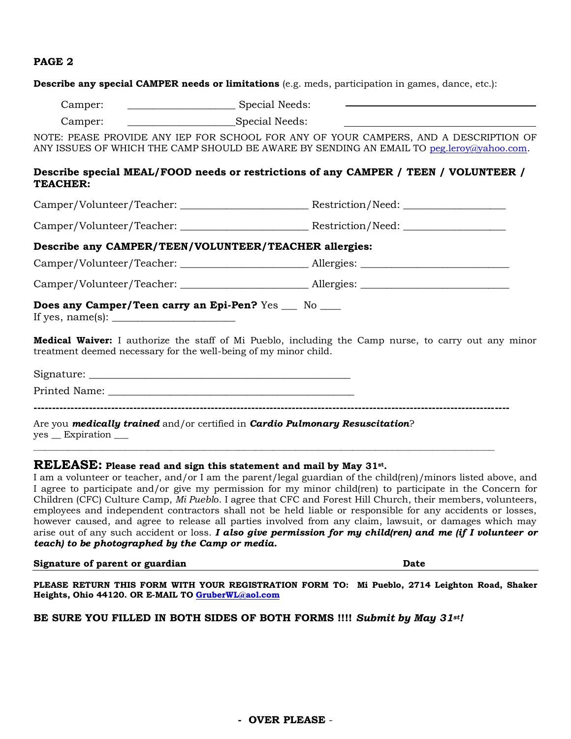**PAGE 2**

**Describe any special CAMPER needs or limitations** (e.g. meds, participation in games, dance, etc.):

Camper: ____________________ Special Needs: ____________________________________

Camper: ____________________ Special Needs: ____________________________________

NOTE: PEASE PROVIDE ANY IEP FOR SCHOOL FOR ANY OF YOUR CAMPERS, AND A DESCRIPTION OF ANY ISSUES OF WHICH THE CAMP SHOULD BE AWARE BY SENDING AN EMAIL TO peg.leroy@yahoo.com.

**Describe special MEAL/FOOD needs or restrictions of any CAMPER / TEEN / VOLUNTEER / TEACHER:**

Camper/Volunteer/Teacher: ________________________ Restriction/Need: ___________________

Camper/Volunteer/Teacher: ________________________ Restriction/Need: ___________________

**Describe any CAMPER/TEEN/VOLUNTEER/TEACHER allergies:**

Camper/Volunteer/Teacher: ________________________ Allergies: ____________________________

Camper/Volunteer/Teacher: ________________________ Allergies: ____________________________

**Does any Camper/Teen carry an Epi-Pen?** Yes ___ No ____
If yes, name(s): _______________________

**Medical Waiver:** I authorize the staff of Mi Pueblo, including the Camp nurse, to carry out any minor treatment deemed necessary for the well-being of my minor child.

Signature: __________________________________________________

Printed Name: _______________________________________________

---

Are you ***medically trained*** and/or certified in ***Cardio Pulmonary Resuscitation***?
yes __ Expiration ___

---

**RELEASE: Please read and sign this statement and mail by May 31st.**
I am a volunteer or teacher, and/or I am the parent/legal guardian of the child(ren)/minors listed above, and I agree to participate and/or give my permission for my minor child(ren) to participate in the Concern for Children (CFC) Culture Camp, *Mi Pueblo*. I agree that CFC and Forest Hill Church, their members, volunteers, employees and independent contractors shall not be held liable or responsible for any accidents or losses, however caused, and agree to release all parties involved from any claim, lawsuit, or damages which may arise out of any such accident or loss. ***I also give permission for my child(ren) and me (if I volunteer or teach) to be photographed by the Camp or media.***

**Signature of parent or guardian** **Date**

---

**PLEASE RETURN THIS FORM WITH YOUR REGISTRATION FORM TO: Mi Pueblo, 2714 Leighton Road, Shaker Heights, Ohio 44120. OR E-MAIL TO GruberWL@aol.com**

**BE SURE YOU FILLED IN BOTH SIDES OF BOTH FORMS !!!!** ***Submit by May 31st!***

**- OVER PLEASE -**